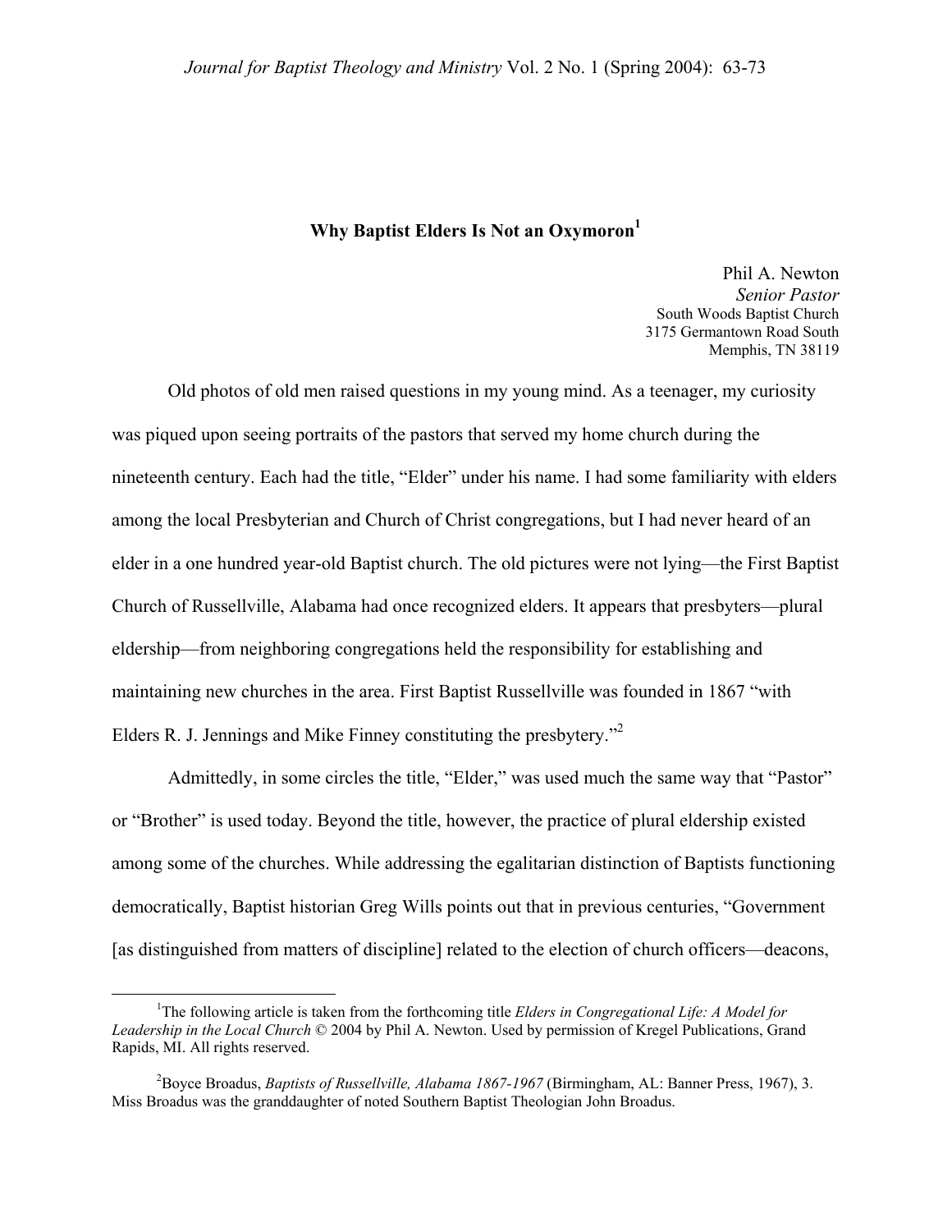# Why Baptist Elders Is Not an Oxymoron[1]

Phil A. Newton
*Senior Pastor*
South Woods Baptist Church
3175 Germantown Road South
Memphis, TN 38119

Old photos of old men raised questions in my young mind. As a teenager, my curiosity was piqued upon seeing portraits of the pastors that served my home church during the nineteenth century. Each had the title, "Elder" under his name. I had some familiarity with elders among the local Presbyterian and Church of Christ congregations, but I had never heard of an elder in a one hundred year-old Baptist church. The old pictures were not lying—the First Baptist Church of Russellville, Alabama had once recognized elders. It appears that presbyters—plural eldership—from neighboring congregations held the responsibility for establishing and maintaining new churches in the area. First Baptist Russellville was founded in 1867 "with Elders R. J. Jennings and Mike Finney constituting the presbytery."[2]

Admittedly, in some circles the title, "Elder," was used much the same way that "Pastor" or "Brother" is used today. Beyond the title, however, the practice of plural eldership existed among some of the churches. While addressing the egalitarian distinction of Baptists functioning democratically, Baptist historian Greg Wills points out that in previous centuries, "Government [as distinguished from matters of discipline] related to the election of church officers—deacons,

---

[1]The following article is taken from the forthcoming title *Elders in Congregational Life: A Model for Leadership in the Local Church* © 2004 by Phil A. Newton. Used by permission of Kregel Publications, Grand Rapids, MI. All rights reserved.

[2]Boyce Broadus, *Baptists of Russellville, Alabama 1867-1967* (Birmingham, AL: Banner Press, 1967), 3. Miss Broadus was the granddaughter of noted Southern Baptist Theologian John Broadus.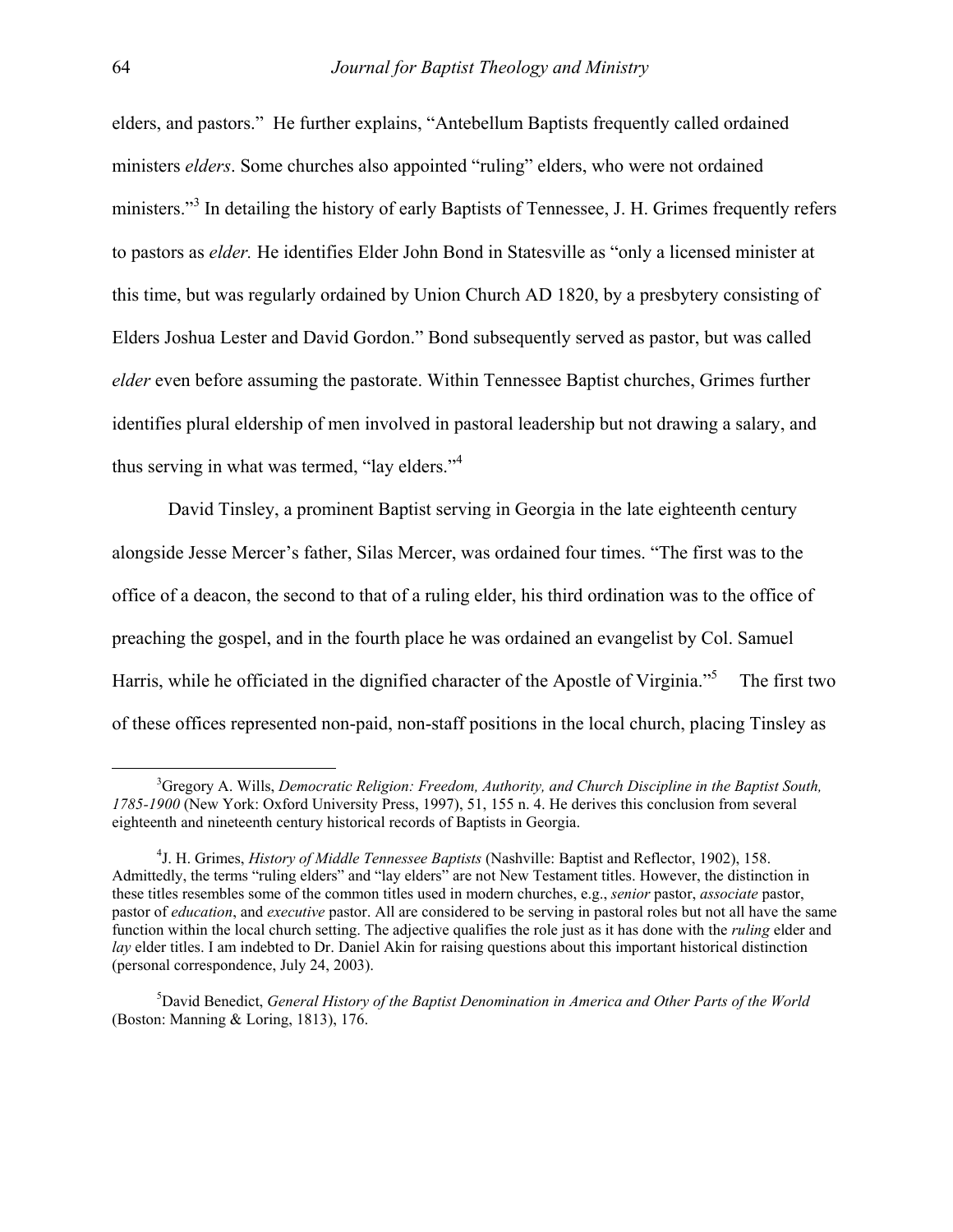elders, and pastors." He further explains, "Antebellum Baptists frequently called ordained ministers *elders*. Some churches also appointed "ruling" elders, who were not ordained ministers."[3] In detailing the history of early Baptists of Tennessee, J. H. Grimes frequently refers to pastors as *elder.* He identifies Elder John Bond in Statesville as "only a licensed minister at this time, but was regularly ordained by Union Church AD 1820, by a presbytery consisting of Elders Joshua Lester and David Gordon." Bond subsequently served as pastor, but was called *elder* even before assuming the pastorate. Within Tennessee Baptist churches, Grimes further identifies plural eldership of men involved in pastoral leadership but not drawing a salary, and thus serving in what was termed, "lay elders."[4]

David Tinsley, a prominent Baptist serving in Georgia in the late eighteenth century alongside Jesse Mercer's father, Silas Mercer, was ordained four times. "The first was to the office of a deacon, the second to that of a ruling elder, his third ordination was to the office of preaching the gospel, and in the fourth place he was ordained an evangelist by Col. Samuel Harris, while he officiated in the dignified character of the Apostle of Virginia."[5] The first two of these offices represented non-paid, non-staff positions in the local church, placing Tinsley as

---

[3] Gregory A. Wills, *Democratic Religion: Freedom, Authority, and Church Discipline in the Baptist South, 1785-1900* (New York: Oxford University Press, 1997), 51, 155 n. 4. He derives this conclusion from several eighteenth and nineteenth century historical records of Baptists in Georgia.

[4] J. H. Grimes, *History of Middle Tennessee Baptists* (Nashville: Baptist and Reflector, 1902), 158. Admittedly, the terms "ruling elders" and "lay elders" are not New Testament titles. However, the distinction in these titles resembles some of the common titles used in modern churches, e.g., *senior* pastor, *associate* pastor, pastor of *education*, and *executive* pastor. All are considered to be serving in pastoral roles but not all have the same function within the local church setting. The adjective qualifies the role just as it has done with the *ruling* elder and *lay* elder titles. I am indebted to Dr. Daniel Akin for raising questions about this important historical distinction (personal correspondence, July 24, 2003).

[5] David Benedict, *General History of the Baptist Denomination in America and Other Parts of the World* (Boston: Manning & Loring, 1813), 176.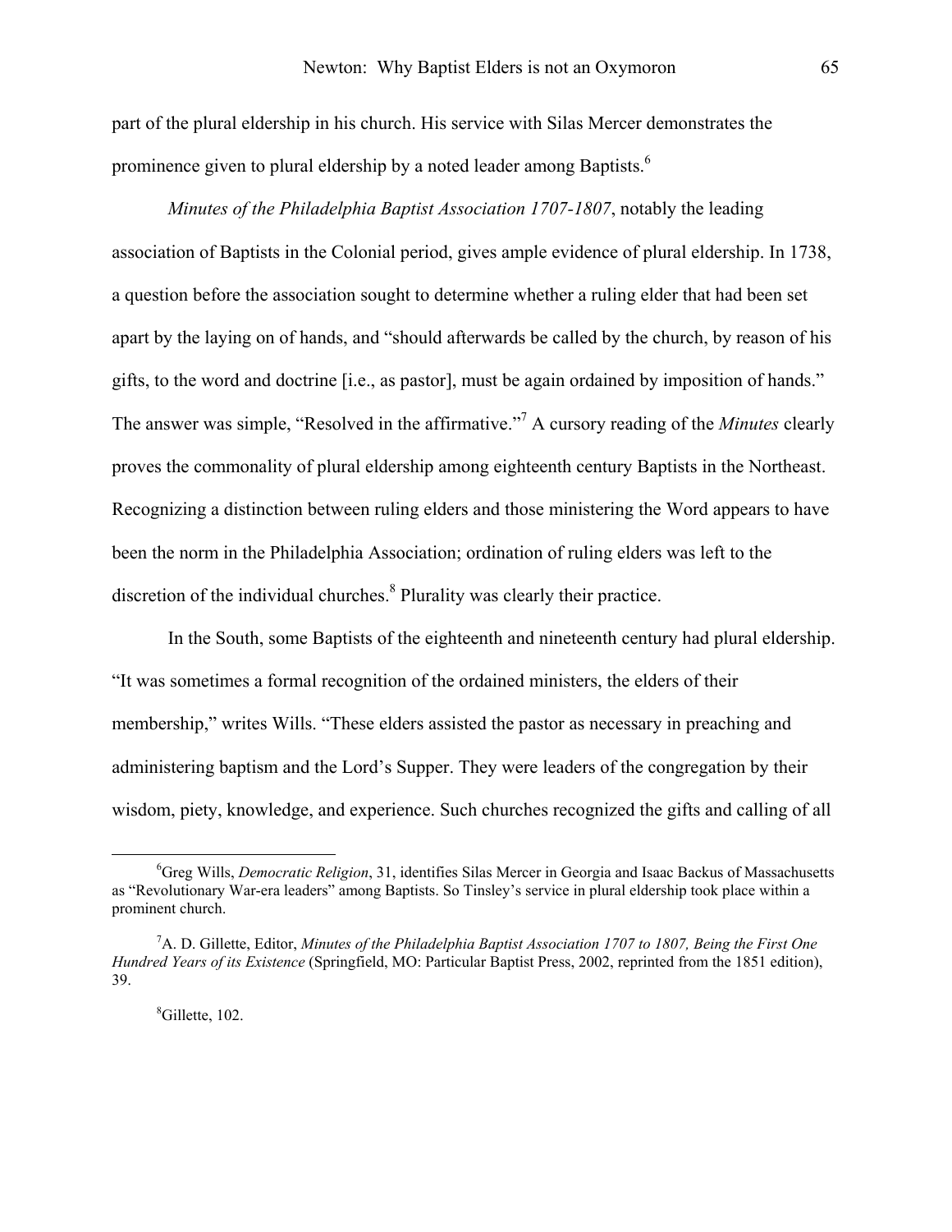part of the plural eldership in his church. His service with Silas Mercer demonstrates the prominence given to plural eldership by a noted leader among Baptists.[6]

*Minutes of the Philadelphia Baptist Association 1707-1807*, notably the leading association of Baptists in the Colonial period, gives ample evidence of plural eldership. In 1738, a question before the association sought to determine whether a ruling elder that had been set apart by the laying on of hands, and "should afterwards be called by the church, by reason of his gifts, to the word and doctrine [i.e., as pastor], must be again ordained by imposition of hands." The answer was simple, "Resolved in the affirmative."[7] A cursory reading of the *Minutes* clearly proves the commonality of plural eldership among eighteenth century Baptists in the Northeast. Recognizing a distinction between ruling elders and those ministering the Word appears to have been the norm in the Philadelphia Association; ordination of ruling elders was left to the discretion of the individual churches.[8] Plurality was clearly their practice.

In the South, some Baptists of the eighteenth and nineteenth century had plural eldership. "It was sometimes a formal recognition of the ordained ministers, the elders of their membership," writes Wills. "These elders assisted the pastor as necessary in preaching and administering baptism and the Lord's Supper. They were leaders of the congregation by their wisdom, piety, knowledge, and experience. Such churches recognized the gifts and calling of all

---

[6] Greg Wills, *Democratic Religion*, 31, identifies Silas Mercer in Georgia and Isaac Backus of Massachusetts as "Revolutionary War-era leaders" among Baptists. So Tinsley's service in plural eldership took place within a prominent church.

[7] A. D. Gillette, Editor, *Minutes of the Philadelphia Baptist Association 1707 to 1807, Being the First One Hundred Years of its Existence* (Springfield, MO: Particular Baptist Press, 2002, reprinted from the 1851 edition), 39.

[8] Gillette, 102.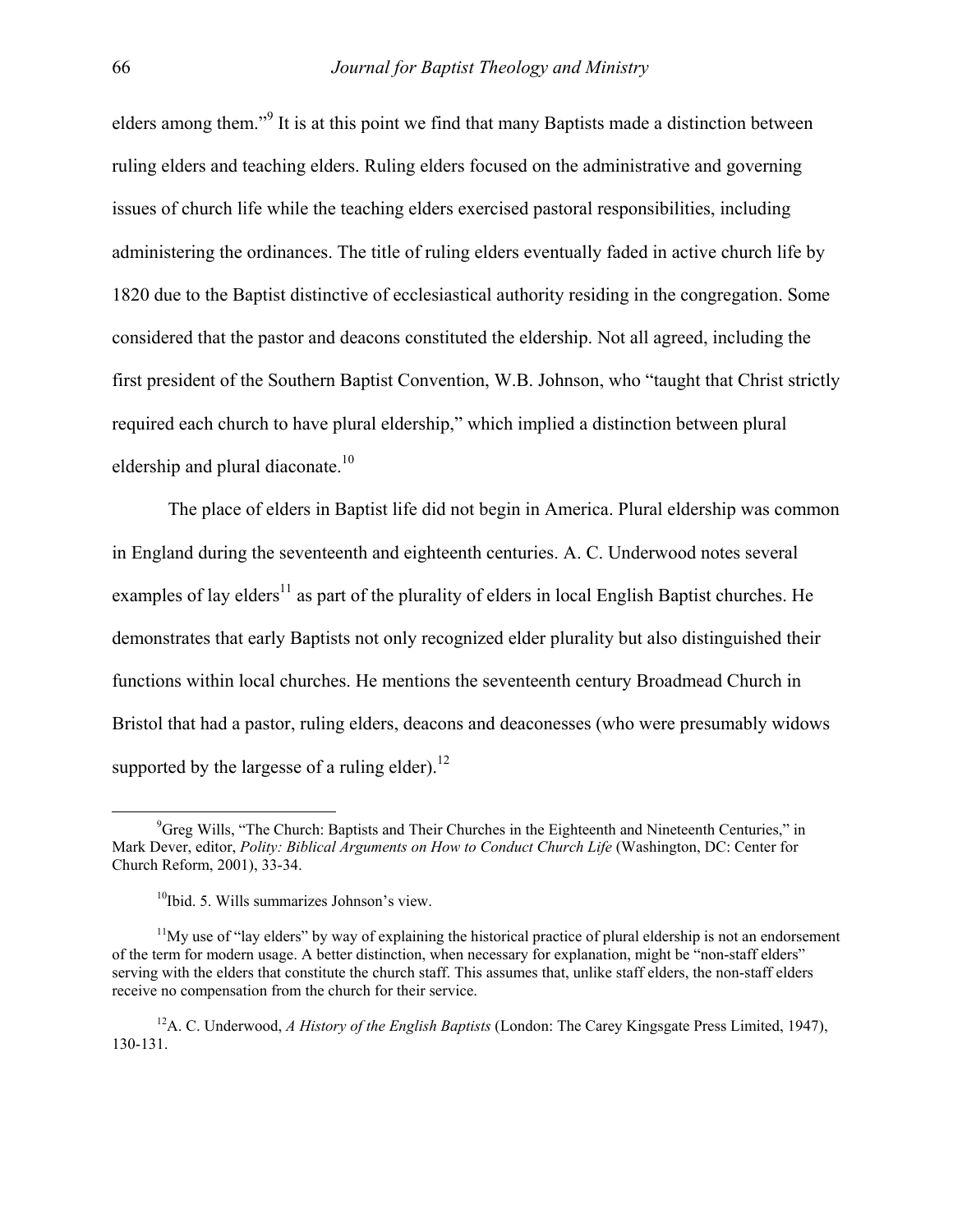elders among them."[9] It is at this point we find that many Baptists made a distinction between ruling elders and teaching elders. Ruling elders focused on the administrative and governing issues of church life while the teaching elders exercised pastoral responsibilities, including administering the ordinances. The title of ruling elders eventually faded in active church life by 1820 due to the Baptist distinctive of ecclesiastical authority residing in the congregation. Some considered that the pastor and deacons constituted the eldership. Not all agreed, including the first president of the Southern Baptist Convention, W.B. Johnson, who "taught that Christ strictly required each church to have plural eldership," which implied a distinction between plural eldership and plural diaconate.[10]

The place of elders in Baptist life did not begin in America. Plural eldership was common in England during the seventeenth and eighteenth centuries. A. C. Underwood notes several examples of lay elders[11] as part of the plurality of elders in local English Baptist churches. He demonstrates that early Baptists not only recognized elder plurality but also distinguished their functions within local churches. He mentions the seventeenth century Broadmead Church in Bristol that had a pastor, ruling elders, deacons and deaconesses (who were presumably widows supported by the largesse of a ruling elder).[12]

---

[9]Greg Wills, "The Church: Baptists and Their Churches in the Eighteenth and Nineteenth Centuries," in Mark Dever, editor, *Polity: Biblical Arguments on How to Conduct Church Life* (Washington, DC: Center for Church Reform, 2001), 33-34.

[10]Ibid. 5. Wills summarizes Johnson's view.

[11]My use of "lay elders" by way of explaining the historical practice of plural eldership is not an endorsement of the term for modern usage. A better distinction, when necessary for explanation, might be "non-staff elders" serving with the elders that constitute the church staff. This assumes that, unlike staff elders, the non-staff elders receive no compensation from the church for their service.

[12]A. C. Underwood, *A History of the English Baptists* (London: The Carey Kingsgate Press Limited, 1947), 130-131.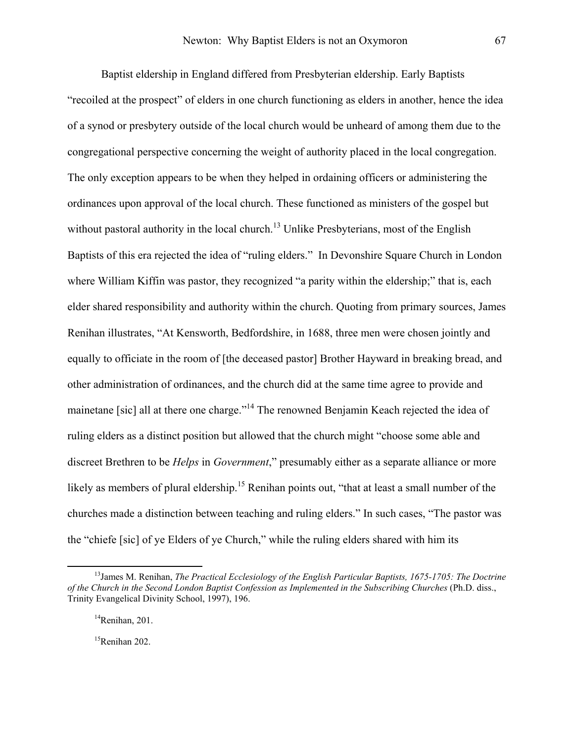Baptist eldership in England differed from Presbyterian eldership. Early Baptists "recoiled at the prospect" of elders in one church functioning as elders in another, hence the idea of a synod or presbytery outside of the local church would be unheard of among them due to the congregational perspective concerning the weight of authority placed in the local congregation. The only exception appears to be when they helped in ordaining officers or administering the ordinances upon approval of the local church. These functioned as ministers of the gospel but without pastoral authority in the local church.[13] Unlike Presbyterians, most of the English Baptists of this era rejected the idea of "ruling elders." In Devonshire Square Church in London where William Kiffin was pastor, they recognized "a parity within the eldership;" that is, each elder shared responsibility and authority within the church. Quoting from primary sources, James Renihan illustrates, "At Kensworth, Bedfordshire, in 1688, three men were chosen jointly and equally to officiate in the room of [the deceased pastor] Brother Hayward in breaking bread, and other administration of ordinances, and the church did at the same time agree to provide and mainetane [sic] all at there one charge."[14] The renowned Benjamin Keach rejected the idea of ruling elders as a distinct position but allowed that the church might "choose some able and discreet Brethren to be *Helps* in *Government*," presumably either as a separate alliance or more likely as members of plural eldership.[15] Renihan points out, "that at least a small number of the churches made a distinction between teaching and ruling elders." In such cases, "The pastor was the "chiefe [sic] of ye Elders of ye Church," while the ruling elders shared with him its

---

[13] James M. Renihan, *The Practical Ecclesiology of the English Particular Baptists, 1675-1705: The Doctrine of the Church in the Second London Baptist Confession as Implemented in the Subscribing Churches* (Ph.D. diss., Trinity Evangelical Divinity School, 1997), 196.

[14] Renihan, 201.

[15] Renihan 202.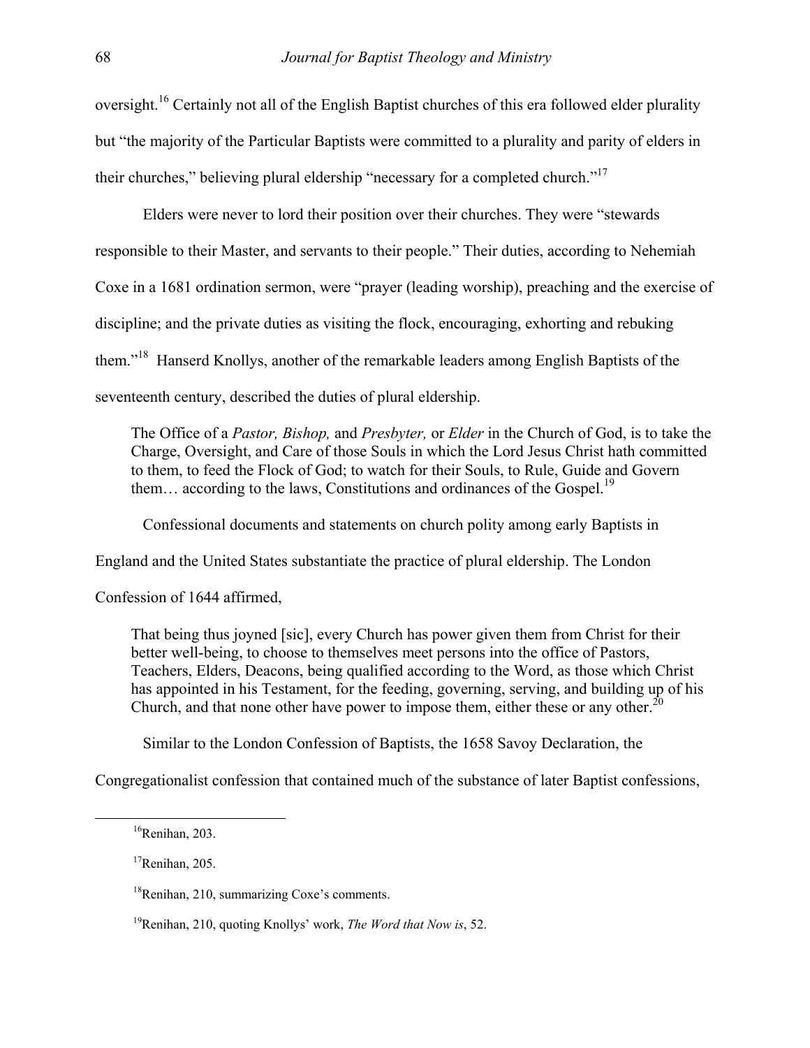oversight.[16] Certainly not all of the English Baptist churches of this era followed elder plurality but "the majority of the Particular Baptists were committed to a plurality and parity of elders in their churches," believing plural eldership "necessary for a completed church."[17]

Elders were never to lord their position over their churches. They were "stewards responsible to their Master, and servants to their people." Their duties, according to Nehemiah Coxe in a 1681 ordination sermon, were "prayer (leading worship), preaching and the exercise of discipline; and the private duties as visiting the flock, encouraging, exhorting and rebuking them."[18] Hanserd Knollys, another of the remarkable leaders among English Baptists of the seventeenth century, described the duties of plural eldership.

> The Office of a *Pastor, Bishop,* and *Presbyter,* or *Elder* in the Church of God, is to take the Charge, Oversight, and Care of those Souls in which the Lord Jesus Christ hath committed to them, to feed the Flock of God; to watch for their Souls, to Rule, Guide and Govern them… according to the laws, Constitutions and ordinances of the Gospel.[19]

Confessional documents and statements on church polity among early Baptists in England and the United States substantiate the practice of plural eldership. The London Confession of 1644 affirmed,

> That being thus joyned [sic], every Church has power given them from Christ for their better well-being, to choose to themselves meet persons into the office of Pastors, Teachers, Elders, Deacons, being qualified according to the Word, as those which Christ has appointed in his Testament, for the feeding, governing, serving, and building up of his Church, and that none other have power to impose them, either these or any other.[20]

Similar to the London Confession of Baptists, the 1658 Savoy Declaration, the Congregationalist confession that contained much of the substance of later Baptist confessions,

---

[16] Renihan, 203.

[17] Renihan, 205.

[18] Renihan, 210, summarizing Coxe's comments.

[19] Renihan, 210, quoting Knollys' work, *The Word that Now is*, 52.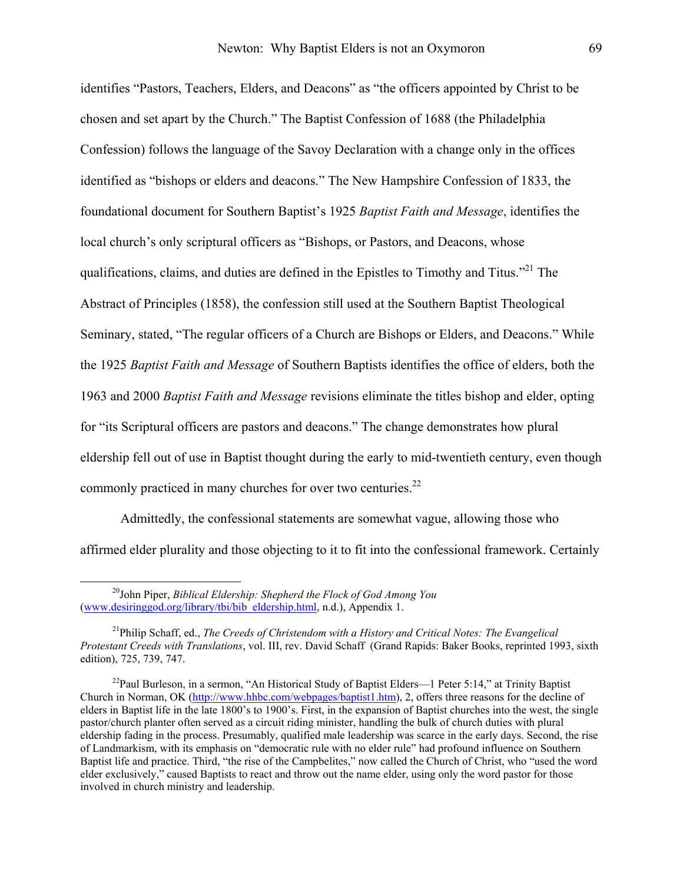identifies "Pastors, Teachers, Elders, and Deacons" as "the officers appointed by Christ to be chosen and set apart by the Church." The Baptist Confession of 1688 (the Philadelphia Confession) follows the language of the Savoy Declaration with a change only in the offices identified as "bishops or elders and deacons." The New Hampshire Confession of 1833, the foundational document for Southern Baptist's 1925 *Baptist Faith and Message*, identifies the local church's only scriptural officers as "Bishops, or Pastors, and Deacons, whose qualifications, claims, and duties are defined in the Epistles to Timothy and Titus."[21] The Abstract of Principles (1858), the confession still used at the Southern Baptist Theological Seminary, stated, "The regular officers of a Church are Bishops or Elders, and Deacons." While the 1925 *Baptist Faith and Message* of Southern Baptists identifies the office of elders, both the 1963 and 2000 *Baptist Faith and Message* revisions eliminate the titles bishop and elder, opting for "its Scriptural officers are pastors and deacons." The change demonstrates how plural eldership fell out of use in Baptist thought during the early to mid-twentieth century, even though commonly practiced in many churches for over two centuries.[22]

Admittedly, the confessional statements are somewhat vague, allowing those who affirmed elder plurality and those objecting to it to fit into the confessional framework. Certainly

---

[20]John Piper, *Biblical Eldership: Shepherd the Flock of God Among You* (www.desiringgod.org/library/tbi/bib_eldership.html, n.d.), Appendix 1.

[21]Philip Schaff, ed., *The Creeds of Christendom with a History and Critical Notes: The Evangelical Protestant Creeds with Translations*, vol. III, rev. David Schaff (Grand Rapids: Baker Books, reprinted 1993, sixth edition), 725, 739, 747.

[22]Paul Burleson, in a sermon, "An Historical Study of Baptist Elders—1 Peter 5:14," at Trinity Baptist Church in Norman, OK (http://www.hhbc.com/webpages/baptist1.htm), 2, offers three reasons for the decline of elders in Baptist life in the late 1800's to 1900's. First, in the expansion of Baptist churches into the west, the single pastor/church planter often served as a circuit riding minister, handling the bulk of church duties with plural eldership fading in the process. Presumably, qualified male leadership was scarce in the early days. Second, the rise of Landmarkism, with its emphasis on "democratic rule with no elder rule" had profound influence on Southern Baptist life and practice. Third, "the rise of the Campbelites," now called the Church of Christ, who "used the word elder exclusively," caused Baptists to react and throw out the name elder, using only the word pastor for those involved in church ministry and leadership.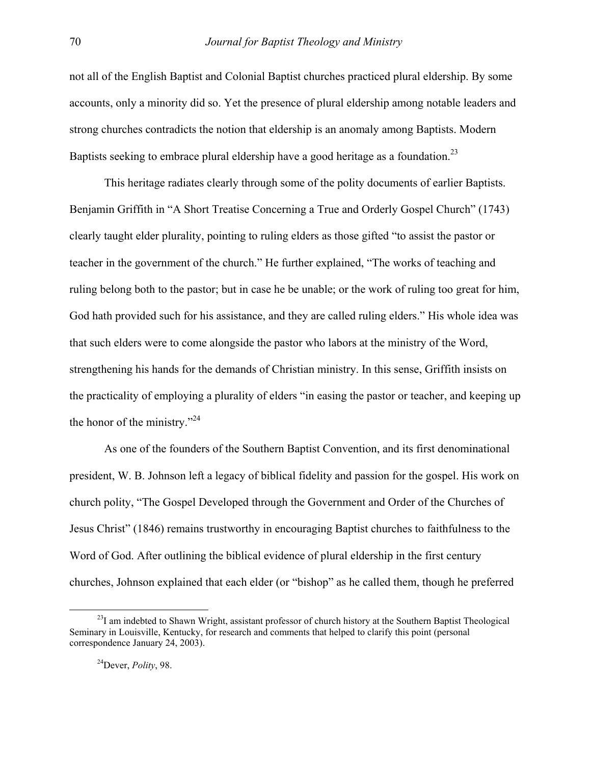not all of the English Baptist and Colonial Baptist churches practiced plural eldership. By some accounts, only a minority did so. Yet the presence of plural eldership among notable leaders and strong churches contradicts the notion that eldership is an anomaly among Baptists. Modern Baptists seeking to embrace plural eldership have a good heritage as a foundation.[23]

This heritage radiates clearly through some of the polity documents of earlier Baptists. Benjamin Griffith in "A Short Treatise Concerning a True and Orderly Gospel Church" (1743) clearly taught elder plurality, pointing to ruling elders as those gifted "to assist the pastor or teacher in the government of the church." He further explained, "The works of teaching and ruling belong both to the pastor; but in case he be unable; or the work of ruling too great for him, God hath provided such for his assistance, and they are called ruling elders." His whole idea was that such elders were to come alongside the pastor who labors at the ministry of the Word, strengthening his hands for the demands of Christian ministry. In this sense, Griffith insists on the practicality of employing a plurality of elders "in easing the pastor or teacher, and keeping up the honor of the ministry."[24]

As one of the founders of the Southern Baptist Convention, and its first denominational president, W. B. Johnson left a legacy of biblical fidelity and passion for the gospel. His work on church polity, "The Gospel Developed through the Government and Order of the Churches of Jesus Christ" (1846) remains trustworthy in encouraging Baptist churches to faithfulness to the Word of God. After outlining the biblical evidence of plural eldership in the first century churches, Johnson explained that each elder (or "bishop" as he called them, though he preferred

---

[23] I am indebted to Shawn Wright, assistant professor of church history at the Southern Baptist Theological Seminary in Louisville, Kentucky, for research and comments that helped to clarify this point (personal correspondence January 24, 2003).

[24] Dever, *Polity*, 98.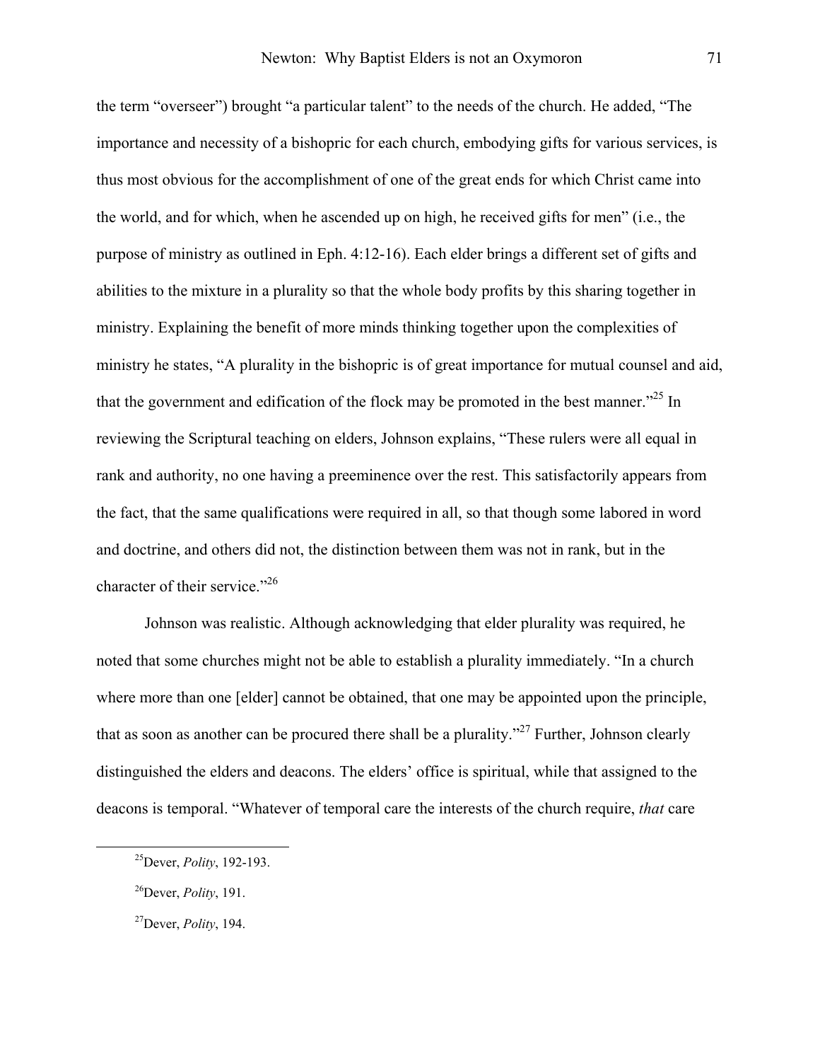the term "overseer") brought "a particular talent" to the needs of the church. He added, "The importance and necessity of a bishopric for each church, embodying gifts for various services, is thus most obvious for the accomplishment of one of the great ends for which Christ came into the world, and for which, when he ascended up on high, he received gifts for men" (i.e., the purpose of ministry as outlined in Eph. 4:12-16). Each elder brings a different set of gifts and abilities to the mixture in a plurality so that the whole body profits by this sharing together in ministry. Explaining the benefit of more minds thinking together upon the complexities of ministry he states, "A plurality in the bishopric is of great importance for mutual counsel and aid, that the government and edification of the flock may be promoted in the best manner."[25] In reviewing the Scriptural teaching on elders, Johnson explains, "These rulers were all equal in rank and authority, no one having a preeminence over the rest. This satisfactorily appears from the fact, that the same qualifications were required in all, so that though some labored in word and doctrine, and others did not, the distinction between them was not in rank, but in the character of their service."[26]

Johnson was realistic. Although acknowledging that elder plurality was required, he noted that some churches might not be able to establish a plurality immediately. "In a church where more than one [elder] cannot be obtained, that one may be appointed upon the principle, that as soon as another can be procured there shall be a plurality."[27] Further, Johnson clearly distinguished the elders and deacons. The elders' office is spiritual, while that assigned to the deacons is temporal. "Whatever of temporal care the interests of the church require, *that* care

---

[25]Dever, *Polity*, 192-193.

[26]Dever, *Polity*, 191.

[27]Dever, *Polity*, 194.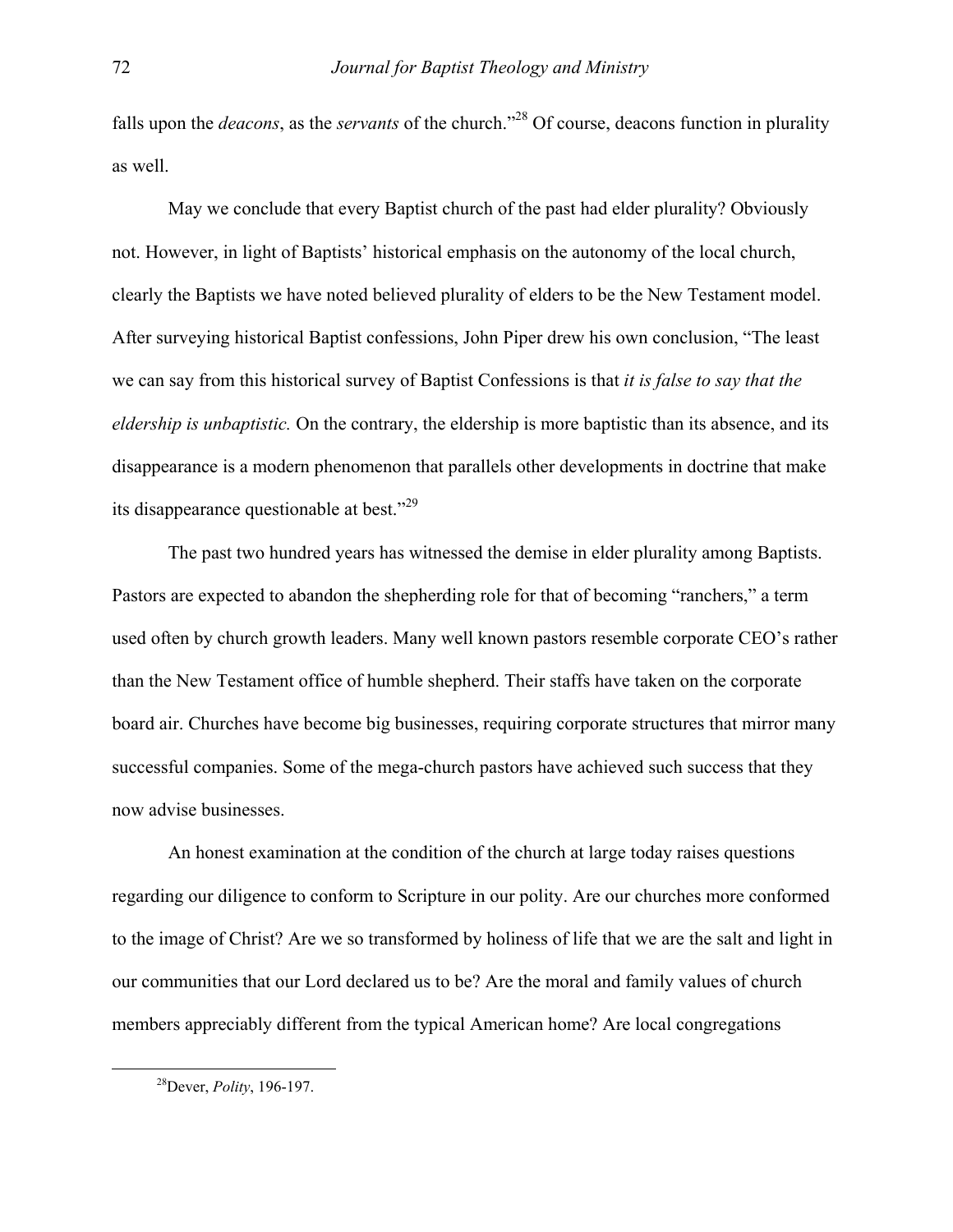falls upon the *deacons*, as the *servants* of the church."[28] Of course, deacons function in plurality as well.

May we conclude that every Baptist church of the past had elder plurality? Obviously not. However, in light of Baptists' historical emphasis on the autonomy of the local church, clearly the Baptists we have noted believed plurality of elders to be the New Testament model. After surveying historical Baptist confessions, John Piper drew his own conclusion, "The least we can say from this historical survey of Baptist Confessions is that *it is false to say that the eldership is unbaptistic.* On the contrary, the eldership is more baptistic than its absence, and its disappearance is a modern phenomenon that parallels other developments in doctrine that make its disappearance questionable at best."[29]

The past two hundred years has witnessed the demise in elder plurality among Baptists. Pastors are expected to abandon the shepherding role for that of becoming "ranchers," a term used often by church growth leaders. Many well known pastors resemble corporate CEO's rather than the New Testament office of humble shepherd. Their staffs have taken on the corporate board air. Churches have become big businesses, requiring corporate structures that mirror many successful companies. Some of the mega-church pastors have achieved such success that they now advise businesses.

An honest examination at the condition of the church at large today raises questions regarding our diligence to conform to Scripture in our polity. Are our churches more conformed to the image of Christ? Are we so transformed by holiness of life that we are the salt and light in our communities that our Lord declared us to be? Are the moral and family values of church members appreciably different from the typical American home? Are local congregations

[28] Dever, *Polity*, 196-197.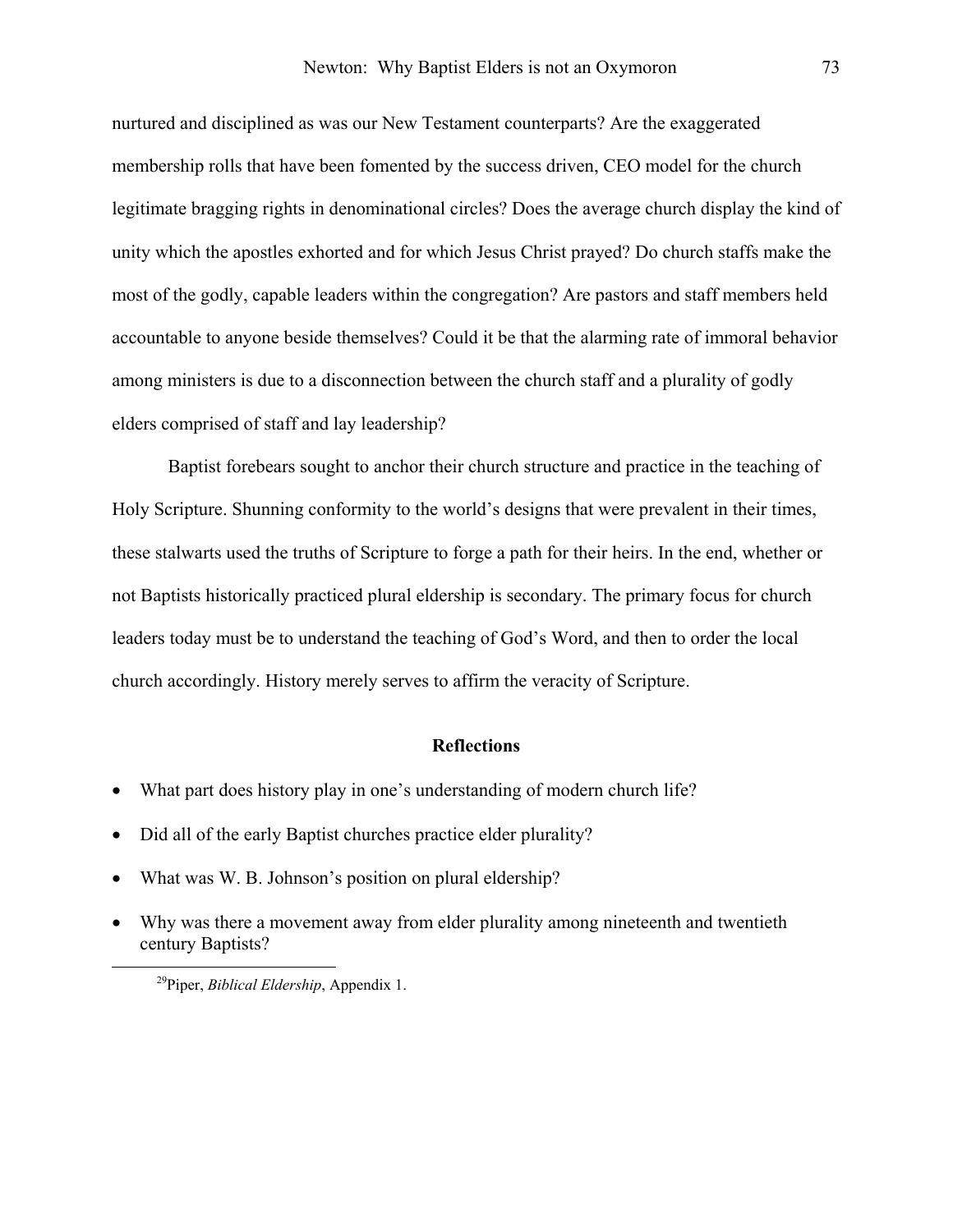nurtured and disciplined as was our New Testament counterparts? Are the exaggerated membership rolls that have been fomented by the success driven, CEO model for the church legitimate bragging rights in denominational circles? Does the average church display the kind of unity which the apostles exhorted and for which Jesus Christ prayed? Do church staffs make the most of the godly, capable leaders within the congregation? Are pastors and staff members held accountable to anyone beside themselves? Could it be that the alarming rate of immoral behavior among ministers is due to a disconnection between the church staff and a plurality of godly elders comprised of staff and lay leadership?

Baptist forebears sought to anchor their church structure and practice in the teaching of Holy Scripture. Shunning conformity to the world's designs that were prevalent in their times, these stalwarts used the truths of Scripture to forge a path for their heirs. In the end, whether or not Baptists historically practiced plural eldership is secondary. The primary focus for church leaders today must be to understand the teaching of God's Word, and then to order the local church accordingly. History merely serves to affirm the veracity of Scripture.

### Reflections

- What part does history play in one's understanding of modern church life?
- Did all of the early Baptist churches practice elder plurality?
- What was W. B. Johnson's position on plural eldership?
- Why was there a movement away from elder plurality among nineteenth and twentieth century Baptists?

---

[29] Piper, *Biblical Eldership*, Appendix 1.